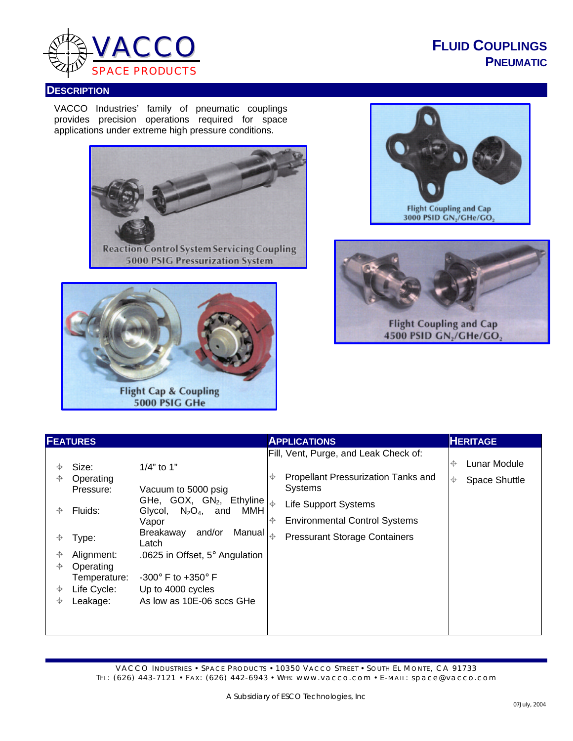# VACCO SPACE PRODUCTS

# FLUID COUPLINGS
## PNEUMATIC

## DESCRIPTION

VACCO Industries' family of pneumatic couplings provides precision operations required for space applications under extreme high pressure conditions.

Reaction Control System Servicing Coupling
5000 PSIG Pressurization System

Flight Coupling and Cap
3000 PSID $GN_2$/GHe/$GO_2$

Flight Coupling and Cap
4500 PSID $GN_2$/GHe/$GO_2$

Flight Cap & Coupling
5000 PSIG GHe

## FEATURES

- **Size:** 1/4" to 1"
- **Operating Pressure:** Vacuum to 5000 psig
- **Fluids:** GHe, GOX, $GN_2$, Ethyline Glycol, $N_2O_4$, and MMH Vapor
- **Type:** Breakaway and/or Manual Latch
- **Alignment:** .0625 in Offset, 5° Angulation
- **Operating Temperature:** -300° F to +350° F
- **Life Cycle:** Up to 4000 cycles
- **Leakage:** As low as 10E-06 sccs GHe

## APPLICATIONS

Fill, Vent, Purge, and Leak Check of:

- Propellant Pressurization Tanks and Systems
- Life Support Systems
- Environmental Control Systems
- Pressurant Storage Containers

## HERITAGE

- Lunar Module
- Space Shuttle

VACCO INDUSTRIES • SPACE PRODUCTS • 10350 VACCO STREET • SOUTH EL MONTE, CA 91733
TEL: (626) 443-7121 • FAX: (626) 442-6943 • WEB: www.vacco.com • E-MAIL: space@vacco.com

A Subsidiary of ESCO Technologies, Inc

07July, 2004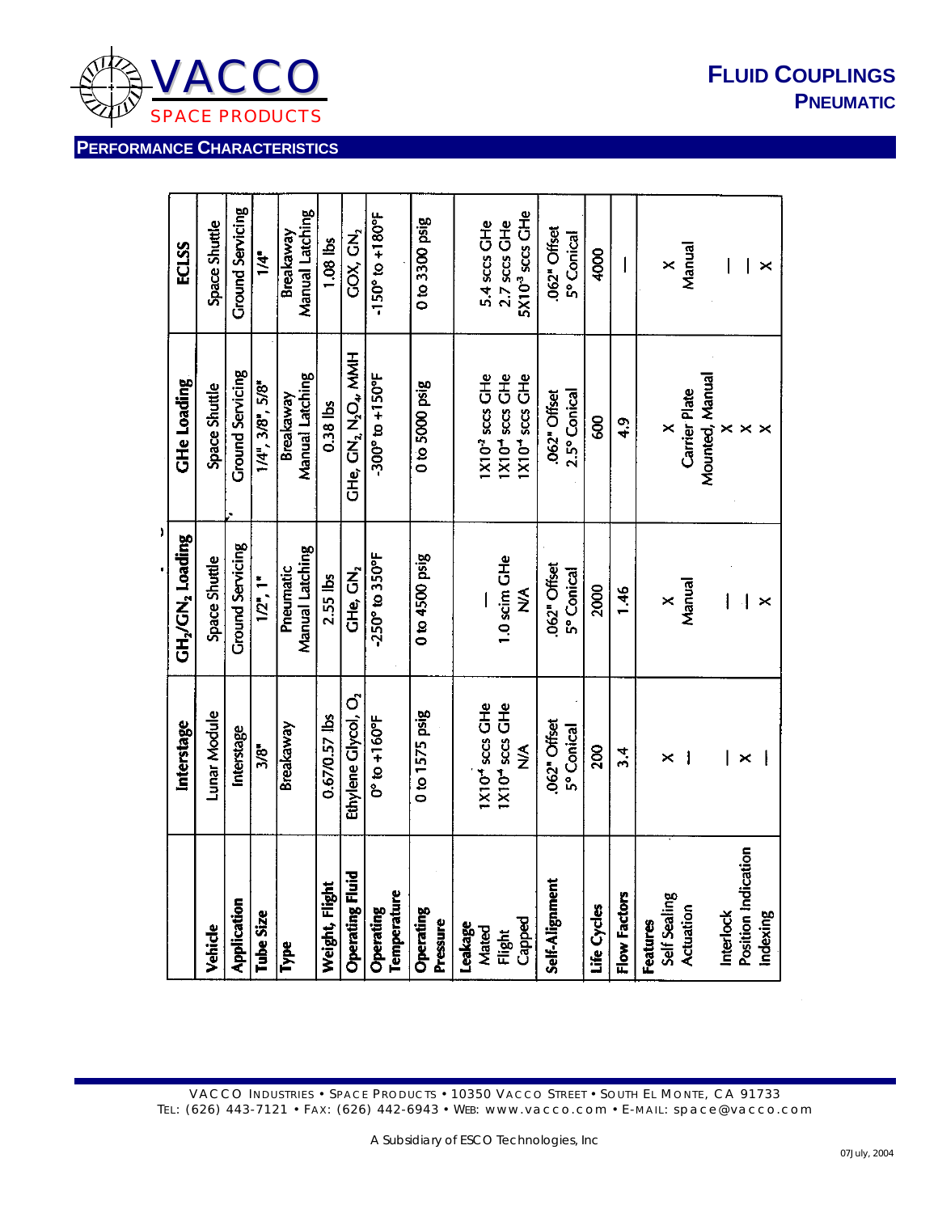# FLUID COUPLINGS
## PNEUMATIC

## PERFORMANCE CHARACTERISTICS

| | Interstage | $GH_2/GN_2$ Loading | GHe Loading | ECLSS |
|---|---|---|---|---|
| **Vehicle** | Lunar Module | Space Shuttle | Space Shuttle | Space Shuttle |
| **Application** | Interstage | Ground Servicing | Ground Servicing | Ground Servicing |
| **Tube Size** | 3/8" | 1/2", 1" | 1/4", 3/8", 5/8" | 1/4" |
| **Type** | Breakaway | Pneumatic Manual Latching | Breakaway Manual Latching | Breakaway Manual Latching |
| **Weight, Flight** | 0.67/0.57 lbs | 2.55 lbs | 0.38 lbs | 1.08 lbs |
| **Operating Fluid** | Ethylene Glycol, $O_2$ | GHe, $GN_2$ | GHe, $GN_2$, $N_2O_4$, MMH | GOX, $GN_2$ |
| **Operating Temperature** | 0° to +160°F | -250° to 350°F | -300° to +150°F | -150° to +180°F |
| **Operating Pressure** | 0 to 1575 psig | 0 to 4500 psig | 0 to 5000 psig | 0 to 3300 psig |
| **Leakage** Mated / Flight / Capped | $1X10^{-4}$ sccs GHe / $1X10^{-4}$ sccs GHe / N/A | — / 1.0 scim GHe / N/A | $1X10^{-2}$ sccs GHe / $1X10^{-4}$ sccs GHe / $1X10^{-4}$ sccs GHe | 5.4 sccs GHe / 2.7 sccs GHe / $5X10^{-3}$ sccs GHe |
| **Self-Alignment** | .062" Offset 5° Conical | .062" Offset 5° Conical | .062" Offset 2.5° Conical | .062" Offset 5° Conical |
| **Life Cycles** | 200 | 2000 | 600 | 4000 |
| **Flow Factors** | 3.4 | 1.46 | 4.9 | — |
| **Features** Self Sealing | X | X | X | X |
| Actuation | — | Manual | Carrier Plate Mounted, Manual | Manual |
| Interlock | — | — | X | — |
| Position Indication | X | — | X | — |
| Indexing | — | X | X | X |

VACCO INDUSTRIES • SPACE PRODUCTS • 10350 VACCO STREET • SOUTH EL MONTE, CA 91733
TEL: (626) 443-7121 • FAX: (626) 442-6943 • WEB: www.vacco.com • E-MAIL: space@vacco.com

A Subsidiary of ESCO Technologies, Inc

07July, 2004